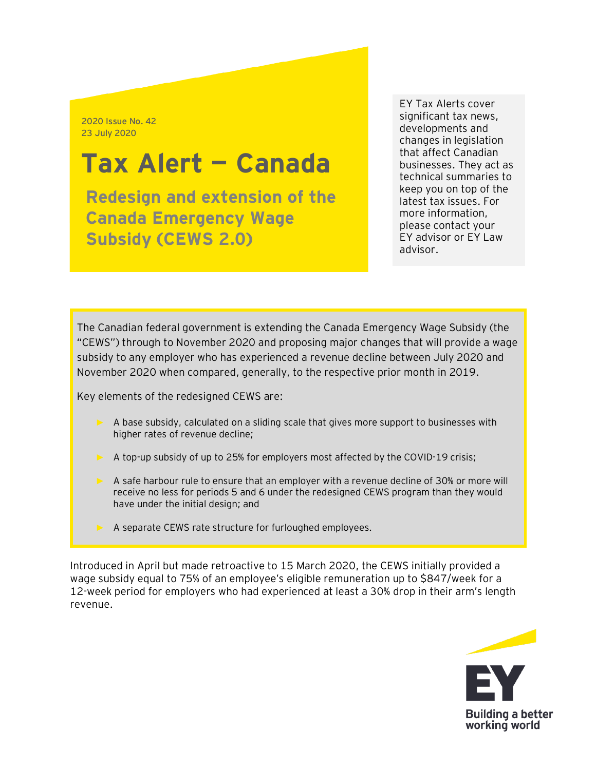2020 Issue No. 42
23 July 2020

# Tax Alert — Canada

## Redesign and extension of the Canada Emergency Wage Subsidy (CEWS 2.0)

EY Tax Alerts cover significant tax news, developments and changes in legislation that affect Canadian businesses. They act as technical summaries to keep you on top of the latest tax issues. For more information, please contact your EY advisor or EY Law advisor.

The Canadian federal government is extending the Canada Emergency Wage Subsidy (the "CEWS") through to November 2020 and proposing major changes that will provide a wage subsidy to any employer who has experienced a revenue decline between July 2020 and November 2020 when compared, generally, to the respective prior month in 2019.

Key elements of the redesigned CEWS are:

- A base subsidy, calculated on a sliding scale that gives more support to businesses with higher rates of revenue decline;
- A top-up subsidy of up to 25% for employers most affected by the COVID-19 crisis;
- A safe harbour rule to ensure that an employer with a revenue decline of 30% or more will receive no less for periods 5 and 6 under the redesigned CEWS program than they would have under the initial design; and
- A separate CEWS rate structure for furloughed employees.

Introduced in April but made retroactive to 15 March 2020, the CEWS initially provided a wage subsidy equal to 75% of an employee's eligible remuneration up to $847/week for a 12-week period for employers who had experienced at least a 30% drop in their arm's length revenue.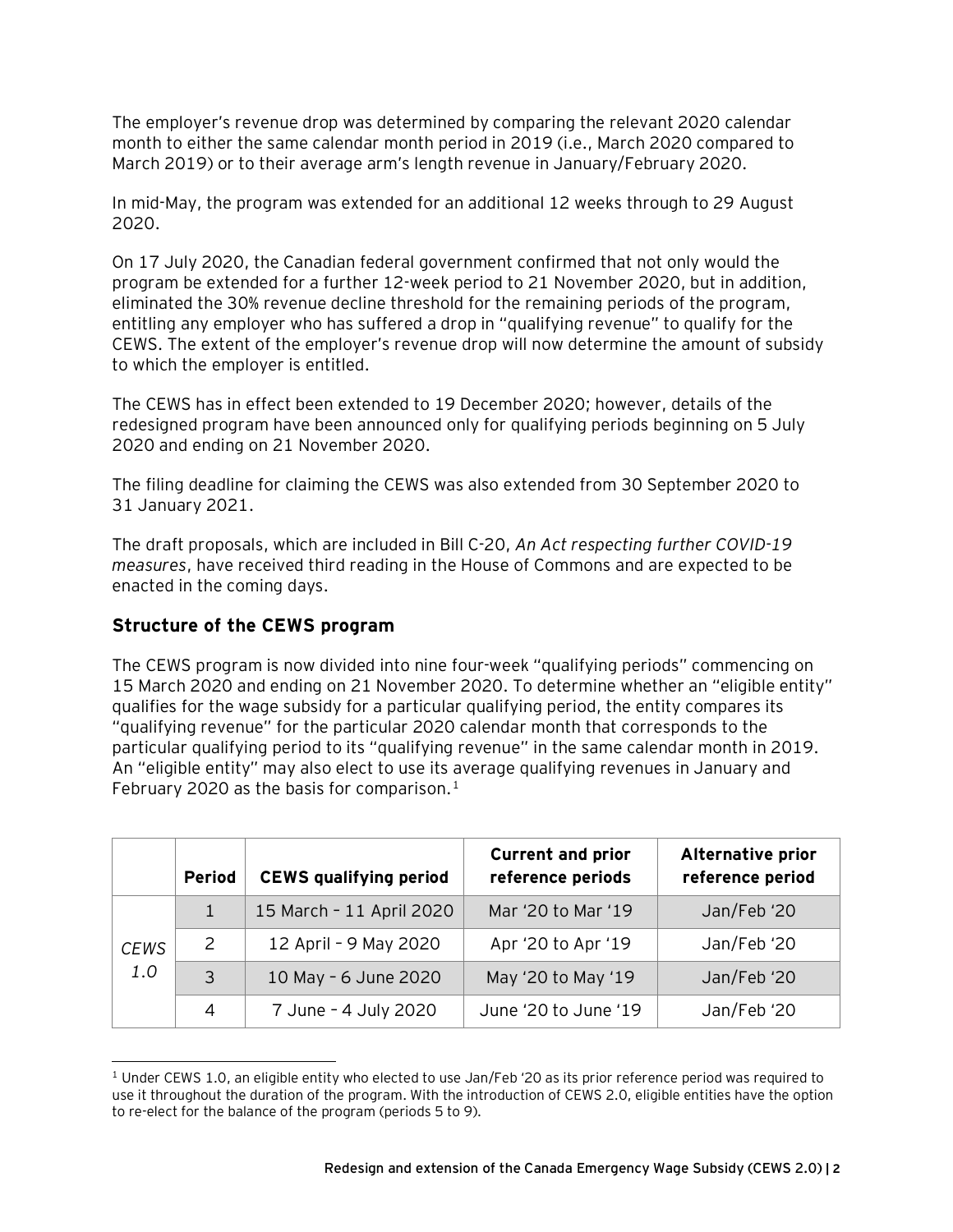The employer's revenue drop was determined by comparing the relevant 2020 calendar month to either the same calendar month period in 2019 (i.e., March 2020 compared to March 2019) or to their average arm's length revenue in January/February 2020.

In mid-May, the program was extended for an additional 12 weeks through to 29 August 2020.

On 17 July 2020, the Canadian federal government confirmed that not only would the program be extended for a further 12-week period to 21 November 2020, but in addition, eliminated the 30% revenue decline threshold for the remaining periods of the program, entitling any employer who has suffered a drop in "qualifying revenue" to qualify for the CEWS. The extent of the employer's revenue drop will now determine the amount of subsidy to which the employer is entitled.

The CEWS has in effect been extended to 19 December 2020; however, details of the redesigned program have been announced only for qualifying periods beginning on 5 July 2020 and ending on 21 November 2020.

The filing deadline for claiming the CEWS was also extended from 30 September 2020 to 31 January 2021.

The draft proposals, which are included in Bill C-20, *An Act respecting further COVID-19 measures*, have received third reading in the House of Commons and are expected to be enacted in the coming days.

### Structure of the CEWS program

The CEWS program is now divided into nine four-week "qualifying periods" commencing on 15 March 2020 and ending on 21 November 2020. To determine whether an "eligible entity" qualifies for the wage subsidy for a particular qualifying period, the entity compares its "qualifying revenue" for the particular 2020 calendar month that corresponds to the particular qualifying period to its "qualifying revenue" in the same calendar month in 2019. An "eligible entity" may also elect to use its average qualifying revenues in January and February 2020 as the basis for comparison.[1]

| | Period | CEWS qualifying period | Current and prior reference periods | Alternative prior reference period |
|---|---|---|---|---|
| *CEWS 1.0* | 1 | 15 March – 11 April 2020 | Mar '20 to Mar '19 | Jan/Feb '20 |
| | 2 | 12 April – 9 May 2020 | Apr '20 to Apr '19 | Jan/Feb '20 |
| | 3 | 10 May – 6 June 2020 | May '20 to May '19 | Jan/Feb '20 |
| | 4 | 7 June – 4 July 2020 | June '20 to June '19 | Jan/Feb '20 |

[1] Under CEWS 1.0, an eligible entity who elected to use Jan/Feb '20 as its prior reference period was required to use it throughout the duration of the program. With the introduction of CEWS 2.0, eligible entities have the option to re-elect for the balance of the program (periods 5 to 9).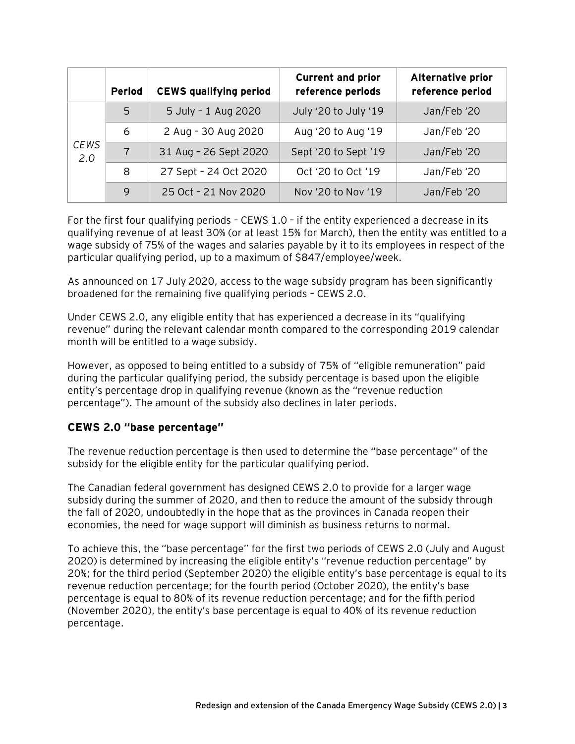| | Period | CEWS qualifying period | Current and prior reference periods | Alternative prior reference period |
|---|---|---|---|---|
| *CEWS 2.0* | 5 | 5 July – 1 Aug 2020 | July '20 to July '19 | Jan/Feb '20 |
| | 6 | 2 Aug – 30 Aug 2020 | Aug '20 to Aug '19 | Jan/Feb '20 |
| | 7 | 31 Aug – 26 Sept 2020 | Sept '20 to Sept '19 | Jan/Feb '20 |
| | 8 | 27 Sept – 24 Oct 2020 | Oct '20 to Oct '19 | Jan/Feb '20 |
| | 9 | 25 Oct – 21 Nov 2020 | Nov '20 to Nov '19 | Jan/Feb '20 |

For the first four qualifying periods – CEWS 1.0 – if the entity experienced a decrease in its qualifying revenue of at least 30% (or at least 15% for March), then the entity was entitled to a wage subsidy of 75% of the wages and salaries payable by it to its employees in respect of the particular qualifying period, up to a maximum of $847/employee/week.

As announced on 17 July 2020, access to the wage subsidy program has been significantly broadened for the remaining five qualifying periods – CEWS 2.0.

Under CEWS 2.0, any eligible entity that has experienced a decrease in its "qualifying revenue" during the relevant calendar month compared to the corresponding 2019 calendar month will be entitled to a wage subsidy.

However, as opposed to being entitled to a subsidy of 75% of "eligible remuneration" paid during the particular qualifying period, the subsidy percentage is based upon the eligible entity's percentage drop in qualifying revenue (known as the "revenue reduction percentage"). The amount of the subsidy also declines in later periods.

### CEWS 2.0 "base percentage"

The revenue reduction percentage is then used to determine the "base percentage" of the subsidy for the eligible entity for the particular qualifying period.

The Canadian federal government has designed CEWS 2.0 to provide for a larger wage subsidy during the summer of 2020, and then to reduce the amount of the subsidy through the fall of 2020, undoubtedly in the hope that as the provinces in Canada reopen their economies, the need for wage support will diminish as business returns to normal.

To achieve this, the "base percentage" for the first two periods of CEWS 2.0 (July and August 2020) is determined by increasing the eligible entity's "revenue reduction percentage" by 20%; for the third period (September 2020) the eligible entity's base percentage is equal to its revenue reduction percentage; for the fourth period (October 2020), the entity's base percentage is equal to 80% of its revenue reduction percentage; and for the fifth period (November 2020), the entity's base percentage is equal to 40% of its revenue reduction percentage.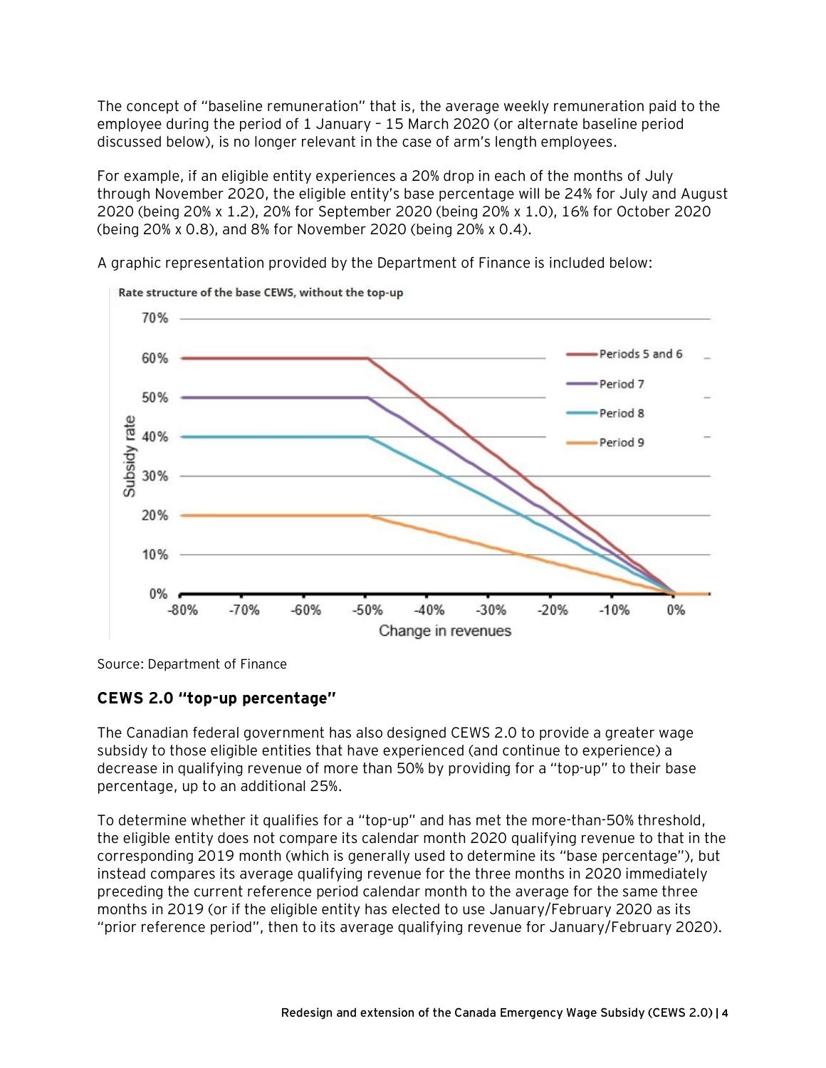The concept of "baseline remuneration" that is, the average weekly remuneration paid to the employee during the period of 1 January – 15 March 2020 (or alternate baseline period discussed below), is no longer relevant in the case of arm's length employees.

For example, if an eligible entity experiences a 20% drop in each of the months of July through November 2020, the eligible entity's base percentage will be 24% for July and August 2020 (being 20% x 1.2), 20% for September 2020 (being 20% x 1.0), 16% for October 2020 (being 20% x 0.8), and 8% for November 2020 (being 20% x 0.4).

A graphic representation provided by the Department of Finance is included below:

Source: Department of Finance

### CEWS 2.0 "top-up percentage"

The Canadian federal government has also designed CEWS 2.0 to provide a greater wage subsidy to those eligible entities that have experienced (and continue to experience) a decrease in qualifying revenue of more than 50% by providing for a "top-up" to their base percentage, up to an additional 25%.

To determine whether it qualifies for a "top-up" and has met the more-than-50% threshold, the eligible entity does not compare its calendar month 2020 qualifying revenue to that in the corresponding 2019 month (which is generally used to determine its "base percentage"), but instead compares its average qualifying revenue for the three months in 2020 immediately preceding the current reference period calendar month to the average for the same three months in 2019 (or if the eligible entity has elected to use January/February 2020 as its "prior reference period", then to its average qualifying revenue for January/February 2020).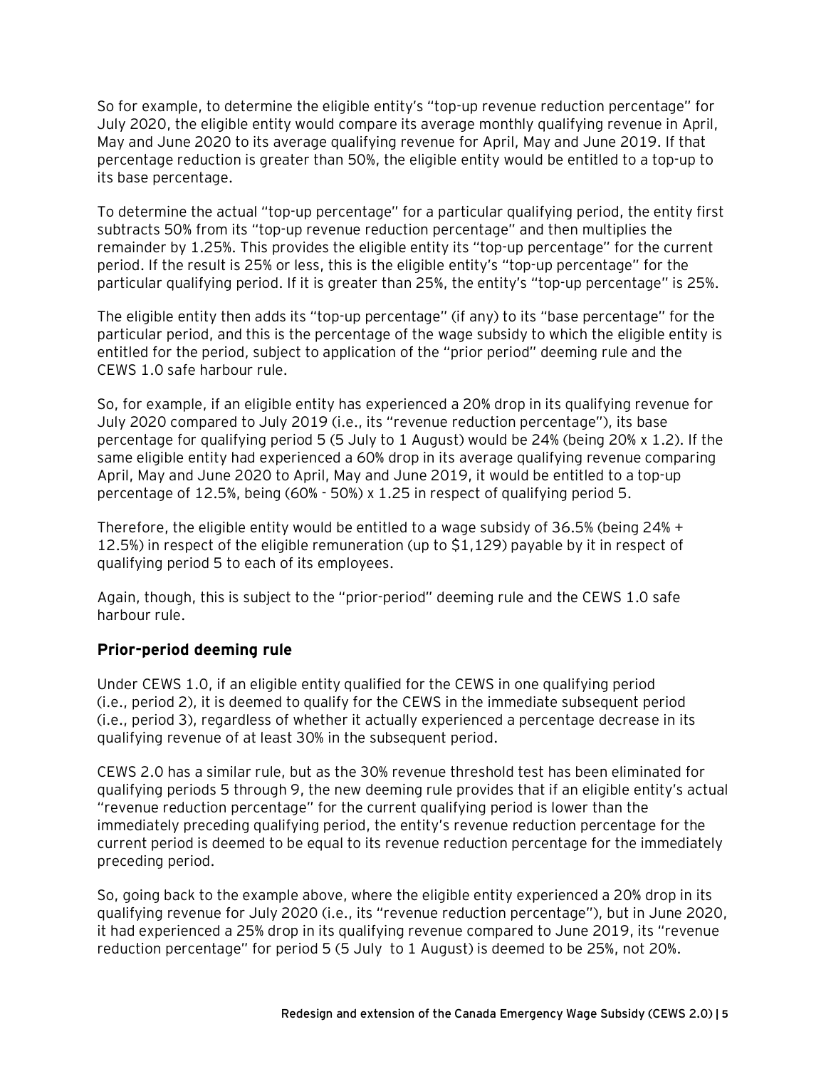So for example, to determine the eligible entity's "top-up revenue reduction percentage" for July 2020, the eligible entity would compare its average monthly qualifying revenue in April, May and June 2020 to its average qualifying revenue for April, May and June 2019. If that percentage reduction is greater than 50%, the eligible entity would be entitled to a top-up to its base percentage.

To determine the actual "top-up percentage" for a particular qualifying period, the entity first subtracts 50% from its "top-up revenue reduction percentage" and then multiplies the remainder by 1.25%. This provides the eligible entity its "top-up percentage" for the current period. If the result is 25% or less, this is the eligible entity's "top-up percentage" for the particular qualifying period. If it is greater than 25%, the entity's "top-up percentage" is 25%.

The eligible entity then adds its "top-up percentage" (if any) to its "base percentage" for the particular period, and this is the percentage of the wage subsidy to which the eligible entity is entitled for the period, subject to application of the "prior period" deeming rule and the CEWS 1.0 safe harbour rule.

So, for example, if an eligible entity has experienced a 20% drop in its qualifying revenue for July 2020 compared to July 2019 (i.e., its "revenue reduction percentage"), its base percentage for qualifying period 5 (5 July to 1 August) would be 24% (being 20% x 1.2). If the same eligible entity had experienced a 60% drop in its average qualifying revenue comparing April, May and June 2020 to April, May and June 2019, it would be entitled to a top-up percentage of 12.5%, being (60% - 50%) x 1.25 in respect of qualifying period 5.

Therefore, the eligible entity would be entitled to a wage subsidy of 36.5% (being 24% + 12.5%) in respect of the eligible remuneration (up to $1,129) payable by it in respect of qualifying period 5 to each of its employees.

Again, though, this is subject to the "prior-period" deeming rule and the CEWS 1.0 safe harbour rule.

### Prior-period deeming rule

Under CEWS 1.0, if an eligible entity qualified for the CEWS in one qualifying period (i.e., period 2), it is deemed to qualify for the CEWS in the immediate subsequent period (i.e., period 3), regardless of whether it actually experienced a percentage decrease in its qualifying revenue of at least 30% in the subsequent period.

CEWS 2.0 has a similar rule, but as the 30% revenue threshold test has been eliminated for qualifying periods 5 through 9, the new deeming rule provides that if an eligible entity's actual "revenue reduction percentage" for the current qualifying period is lower than the immediately preceding qualifying period, the entity's revenue reduction percentage for the current period is deemed to be equal to its revenue reduction percentage for the immediately preceding period.

So, going back to the example above, where the eligible entity experienced a 20% drop in its qualifying revenue for July 2020 (i.e., its "revenue reduction percentage"), but in June 2020, it had experienced a 25% drop in its qualifying revenue compared to June 2019, its "revenue reduction percentage" for period 5 (5 July to 1 August) is deemed to be 25%, not 20%.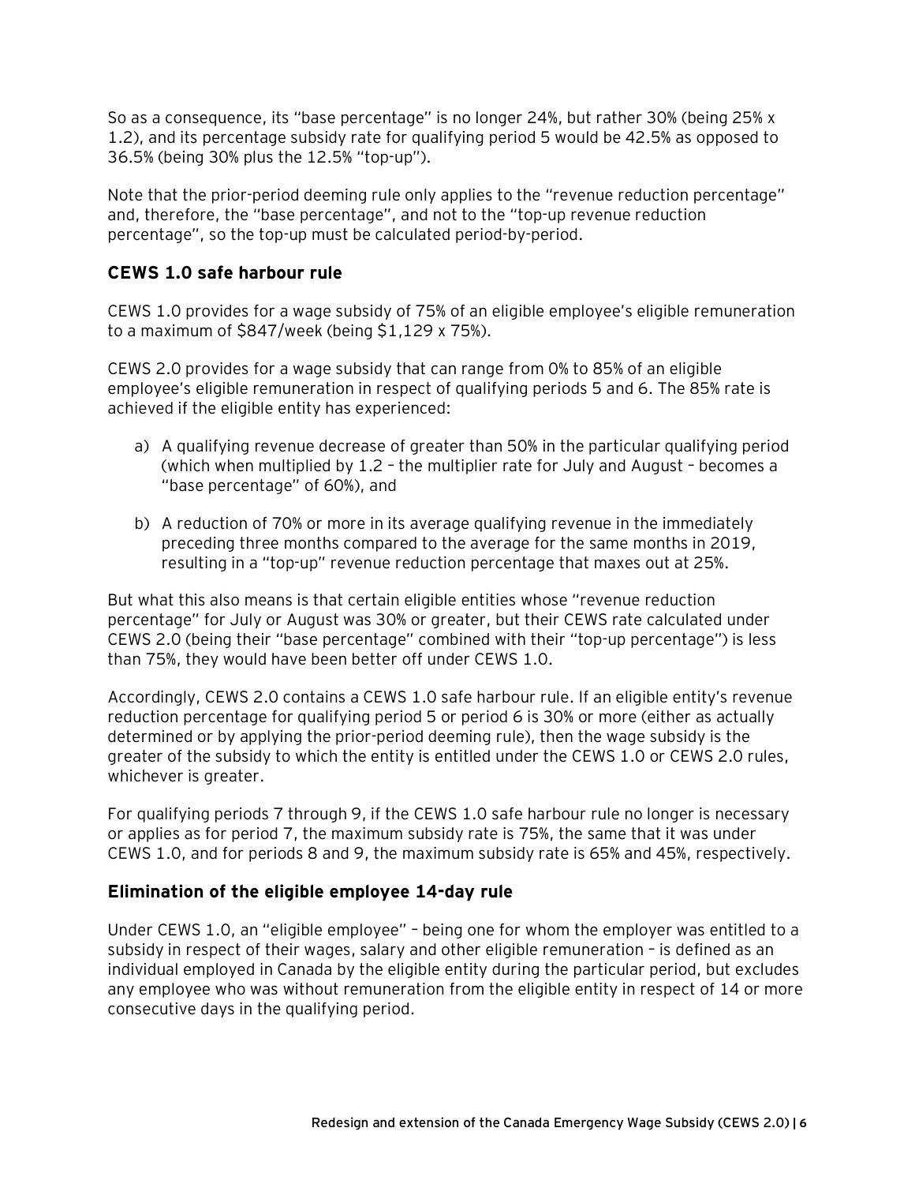So as a consequence, its "base percentage" is no longer 24%, but rather 30% (being 25% x 1.2), and its percentage subsidy rate for qualifying period 5 would be 42.5% as opposed to 36.5% (being 30% plus the 12.5% "top-up").

Note that the prior-period deeming rule only applies to the "revenue reduction percentage" and, therefore, the "base percentage", and not to the "top-up revenue reduction percentage", so the top-up must be calculated period-by-period.

### CEWS 1.0 safe harbour rule

CEWS 1.0 provides for a wage subsidy of 75% of an eligible employee's eligible remuneration to a maximum of $847/week (being $1,129 x 75%).

CEWS 2.0 provides for a wage subsidy that can range from 0% to 85% of an eligible employee's eligible remuneration in respect of qualifying periods 5 and 6. The 85% rate is achieved if the eligible entity has experienced:

a) A qualifying revenue decrease of greater than 50% in the particular qualifying period (which when multiplied by 1.2 – the multiplier rate for July and August – becomes a "base percentage" of 60%), and

b) A reduction of 70% or more in its average qualifying revenue in the immediately preceding three months compared to the average for the same months in 2019, resulting in a "top-up" revenue reduction percentage that maxes out at 25%.

But what this also means is that certain eligible entities whose "revenue reduction percentage" for July or August was 30% or greater, but their CEWS rate calculated under CEWS 2.0 (being their "base percentage" combined with their "top-up percentage") is less than 75%, they would have been better off under CEWS 1.0.

Accordingly, CEWS 2.0 contains a CEWS 1.0 safe harbour rule. If an eligible entity's revenue reduction percentage for qualifying period 5 or period 6 is 30% or more (either as actually determined or by applying the prior-period deeming rule), then the wage subsidy is the greater of the subsidy to which the entity is entitled under the CEWS 1.0 or CEWS 2.0 rules, whichever is greater.

For qualifying periods 7 through 9, if the CEWS 1.0 safe harbour rule no longer is necessary or applies as for period 7, the maximum subsidy rate is 75%, the same that it was under CEWS 1.0, and for periods 8 and 9, the maximum subsidy rate is 65% and 45%, respectively.

### Elimination of the eligible employee 14-day rule

Under CEWS 1.0, an "eligible employee" – being one for whom the employer was entitled to a subsidy in respect of their wages, salary and other eligible remuneration – is defined as an individual employed in Canada by the eligible entity during the particular period, but excludes any employee who was without remuneration from the eligible entity in respect of 14 or more consecutive days in the qualifying period.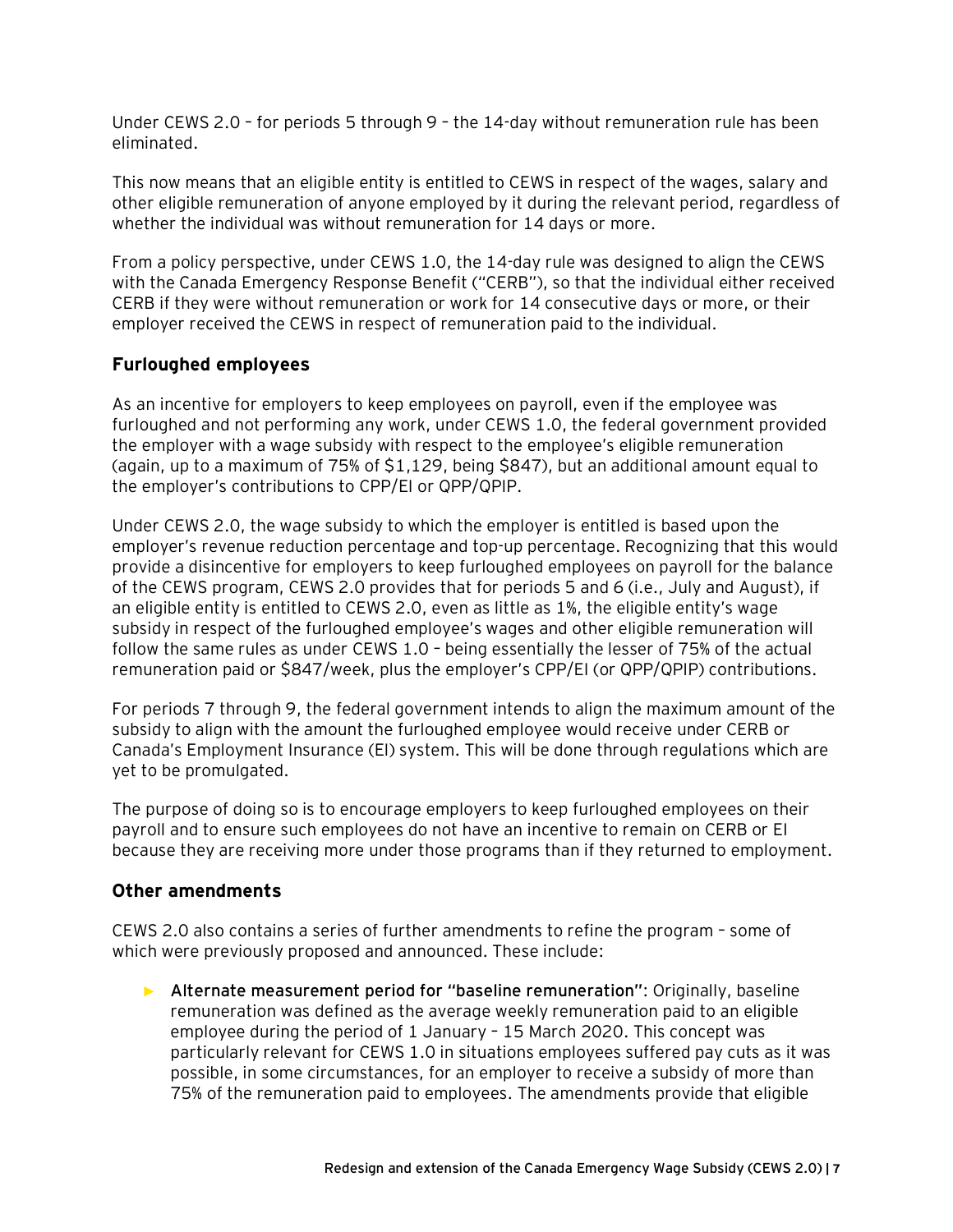Under CEWS 2.0 – for periods 5 through 9 – the 14-day without remuneration rule has been eliminated.

This now means that an eligible entity is entitled to CEWS in respect of the wages, salary and other eligible remuneration of anyone employed by it during the relevant period, regardless of whether the individual was without remuneration for 14 days or more.

From a policy perspective, under CEWS 1.0, the 14-day rule was designed to align the CEWS with the Canada Emergency Response Benefit ("CERB"), so that the individual either received CERB if they were without remuneration or work for 14 consecutive days or more, or their employer received the CEWS in respect of remuneration paid to the individual.

### Furloughed employees

As an incentive for employers to keep employees on payroll, even if the employee was furloughed and not performing any work, under CEWS 1.0, the federal government provided the employer with a wage subsidy with respect to the employee's eligible remuneration (again, up to a maximum of 75% of $1,129, being $847), but an additional amount equal to the employer's contributions to CPP/EI or QPP/QPIP.

Under CEWS 2.0, the wage subsidy to which the employer is entitled is based upon the employer's revenue reduction percentage and top-up percentage. Recognizing that this would provide a disincentive for employers to keep furloughed employees on payroll for the balance of the CEWS program, CEWS 2.0 provides that for periods 5 and 6 (i.e., July and August), if an eligible entity is entitled to CEWS 2.0, even as little as 1%, the eligible entity's wage subsidy in respect of the furloughed employee's wages and other eligible remuneration will follow the same rules as under CEWS 1.0 – being essentially the lesser of 75% of the actual remuneration paid or $847/week, plus the employer's CPP/EI (or QPP/QPIP) contributions.

For periods 7 through 9, the federal government intends to align the maximum amount of the subsidy to align with the amount the furloughed employee would receive under CERB or Canada's Employment Insurance (EI) system. This will be done through regulations which are yet to be promulgated.

The purpose of doing so is to encourage employers to keep furloughed employees on their payroll and to ensure such employees do not have an incentive to remain on CERB or EI because they are receiving more under those programs than if they returned to employment.

### Other amendments

CEWS 2.0 also contains a series of further amendments to refine the program – some of which were previously proposed and announced. These include:

- **Alternate measurement period for "baseline remuneration"**: Originally, baseline remuneration was defined as the average weekly remuneration paid to an eligible employee during the period of 1 January – 15 March 2020. This concept was particularly relevant for CEWS 1.0 in situations employees suffered pay cuts as it was possible, in some circumstances, for an employer to receive a subsidy of more than 75% of the remuneration paid to employees. The amendments provide that eligible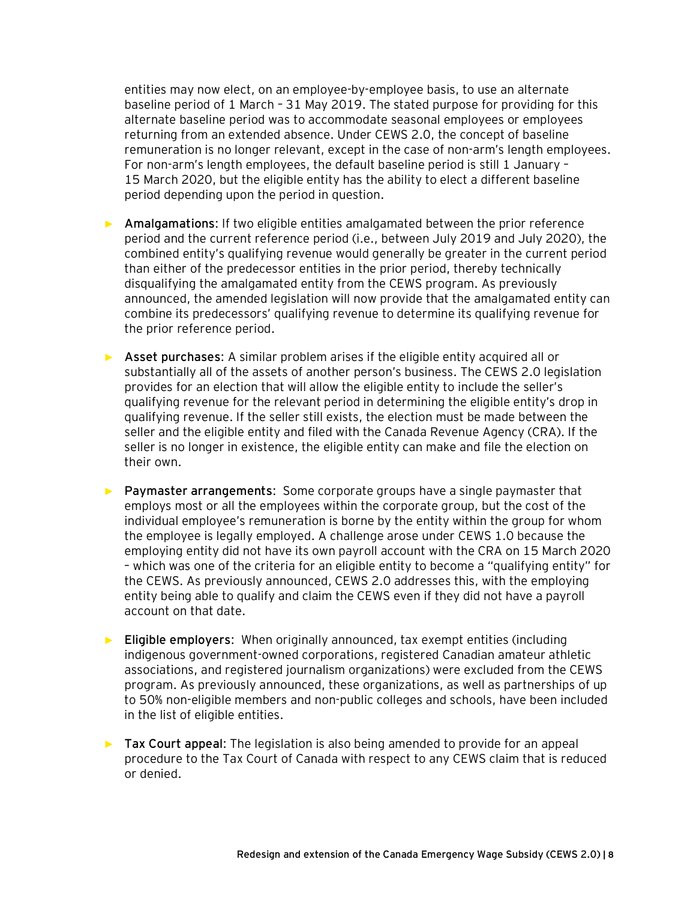entities may now elect, on an employee-by-employee basis, to use an alternate baseline period of 1 March – 31 May 2019. The stated purpose for providing for this alternate baseline period was to accommodate seasonal employees or employees returning from an extended absence. Under CEWS 2.0, the concept of baseline remuneration is no longer relevant, except in the case of non-arm's length employees. For non-arm's length employees, the default baseline period is still 1 January – 15 March 2020, but the eligible entity has the ability to elect a different baseline period depending upon the period in question.

- **Amalgamations**: If two eligible entities amalgamated between the prior reference period and the current reference period (i.e., between July 2019 and July 2020), the combined entity's qualifying revenue would generally be greater in the current period than either of the predecessor entities in the prior period, thereby technically disqualifying the amalgamated entity from the CEWS program. As previously announced, the amended legislation will now provide that the amalgamated entity can combine its predecessors' qualifying revenue to determine its qualifying revenue for the prior reference period.

- **Asset purchases**: A similar problem arises if the eligible entity acquired all or substantially all of the assets of another person's business. The CEWS 2.0 legislation provides for an election that will allow the eligible entity to include the seller's qualifying revenue for the relevant period in determining the eligible entity's drop in qualifying revenue. If the seller still exists, the election must be made between the seller and the eligible entity and filed with the Canada Revenue Agency (CRA). If the seller is no longer in existence, the eligible entity can make and file the election on their own.

- **Paymaster arrangements**: Some corporate groups have a single paymaster that employs most or all the employees within the corporate group, but the cost of the individual employee's remuneration is borne by the entity within the group for whom the employee is legally employed. A challenge arose under CEWS 1.0 because the employing entity did not have its own payroll account with the CRA on 15 March 2020 – which was one of the criteria for an eligible entity to become a "qualifying entity" for the CEWS. As previously announced, CEWS 2.0 addresses this, with the employing entity being able to qualify and claim the CEWS even if they did not have a payroll account on that date.

- **Eligible employers**: When originally announced, tax exempt entities (including indigenous government-owned corporations, registered Canadian amateur athletic associations, and registered journalism organizations) were excluded from the CEWS program. As previously announced, these organizations, as well as partnerships of up to 50% non-eligible members and non-public colleges and schools, have been included in the list of eligible entities.

- **Tax Court appeal**: The legislation is also being amended to provide for an appeal procedure to the Tax Court of Canada with respect to any CEWS claim that is reduced or denied.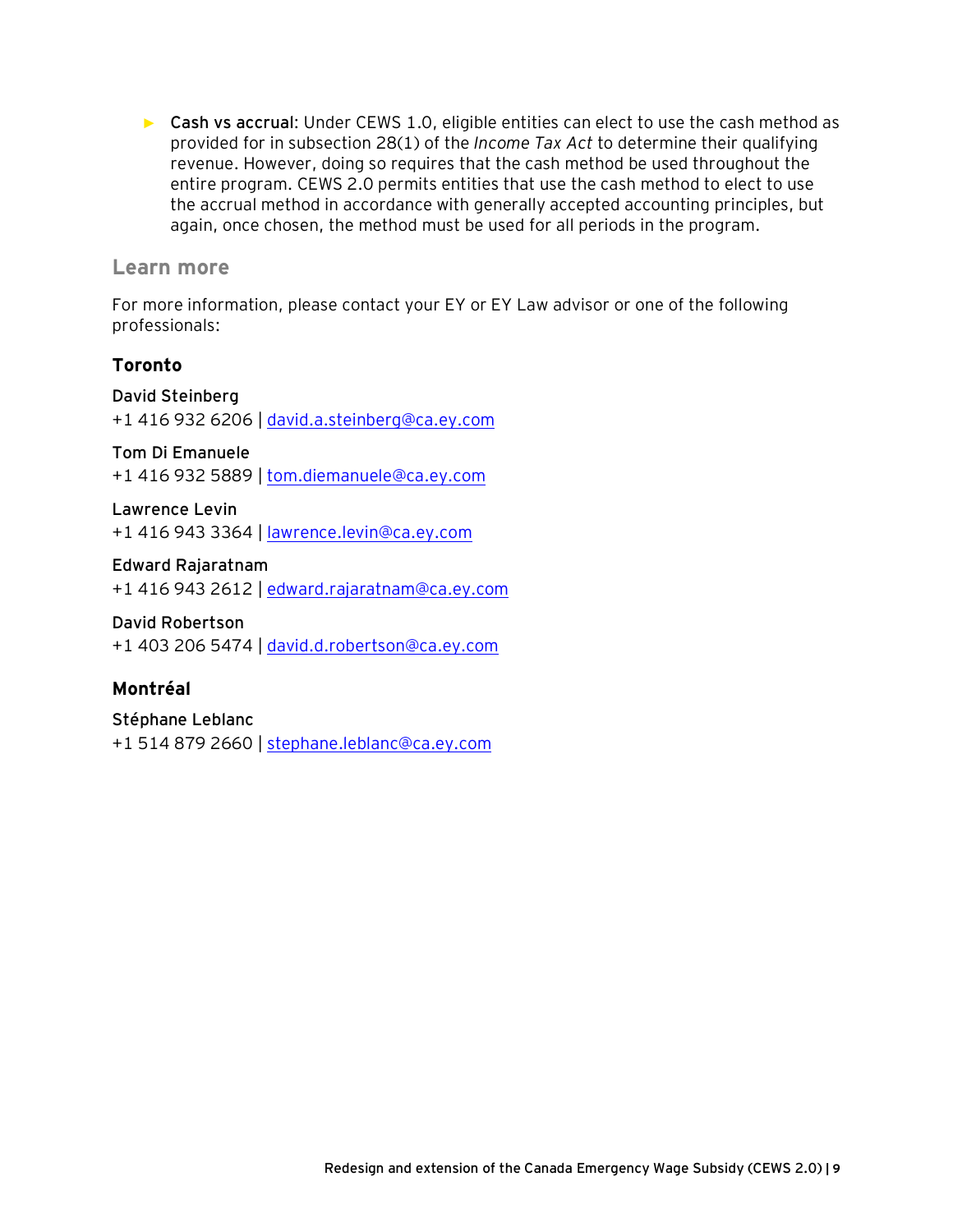- **Cash vs accrual**: Under CEWS 1.0, eligible entities can elect to use the cash method as provided for in subsection 28(1) of the *Income Tax Act* to determine their qualifying revenue. However, doing so requires that the cash method be used throughout the entire program. CEWS 2.0 permits entities that use the cash method to elect to use the accrual method in accordance with generally accepted accounting principles, but again, once chosen, the method must be used for all periods in the program.

## Learn more

For more information, please contact your EY or EY Law advisor or one of the following professionals:

### Toronto

David Steinberg
+1 416 932 6206 | david.a.steinberg@ca.ey.com

Tom Di Emanuele
+1 416 932 5889 | tom.diemanuele@ca.ey.com

Lawrence Levin
+1 416 943 3364 | lawrence.levin@ca.ey.com

Edward Rajaratnam
+1 416 943 2612 | edward.rajaratnam@ca.ey.com

David Robertson
+1 403 206 5474 | david.d.robertson@ca.ey.com

### Montréal

Stéphane Leblanc
+1 514 879 2660 | stephane.leblanc@ca.ey.com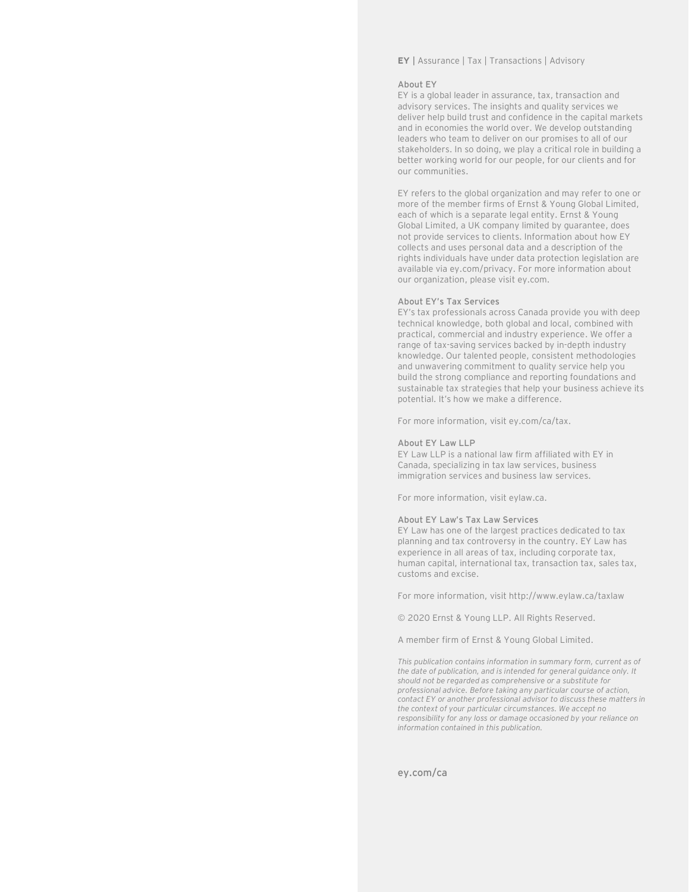**EY** | Assurance | Tax | Transactions | Advisory

### About EY

EY is a global leader in assurance, tax, transaction and advisory services. The insights and quality services we deliver help build trust and confidence in the capital markets and in economies the world over. We develop outstanding leaders who team to deliver on our promises to all of our stakeholders. In so doing, we play a critical role in building a better working world for our people, for our clients and for our communities.

EY refers to the global organization and may refer to one or more of the member firms of Ernst & Young Global Limited, each of which is a separate legal entity. Ernst & Young Global Limited, a UK company limited by guarantee, does not provide services to clients. Information about how EY collects and uses personal data and a description of the rights individuals have under data protection legislation are available via ey.com/privacy. For more information about our organization, please visit ey.com.

### About EY's Tax Services

EY's tax professionals across Canada provide you with deep technical knowledge, both global and local, combined with practical, commercial and industry experience. We offer a range of tax-saving services backed by in-depth industry knowledge. Our talented people, consistent methodologies and unwavering commitment to quality service help you build the strong compliance and reporting foundations and sustainable tax strategies that help your business achieve its potential. It's how we make a difference.

For more information, visit ey.com/ca/tax.

### About EY Law LLP

EY Law LLP is a national law firm affiliated with EY in Canada, specializing in tax law services, business immigration services and business law services.

For more information, visit eylaw.ca.

### About EY Law's Tax Law Services

EY Law has one of the largest practices dedicated to tax planning and tax controversy in the country. EY Law has experience in all areas of tax, including corporate tax, human capital, international tax, transaction tax, sales tax, customs and excise.

For more information, visit http://www.eylaw.ca/taxlaw

© 2020 Ernst & Young LLP. All Rights Reserved.

A member firm of Ernst & Young Global Limited.

*This publication contains information in summary form, current as of the date of publication, and is intended for general guidance only. It should not be regarded as comprehensive or a substitute for professional advice. Before taking any particular course of action, contact EY or another professional advisor to discuss these matters in the context of your particular circumstances. We accept no responsibility for any loss or damage occasioned by your reliance on information contained in this publication.*

ey.com/ca